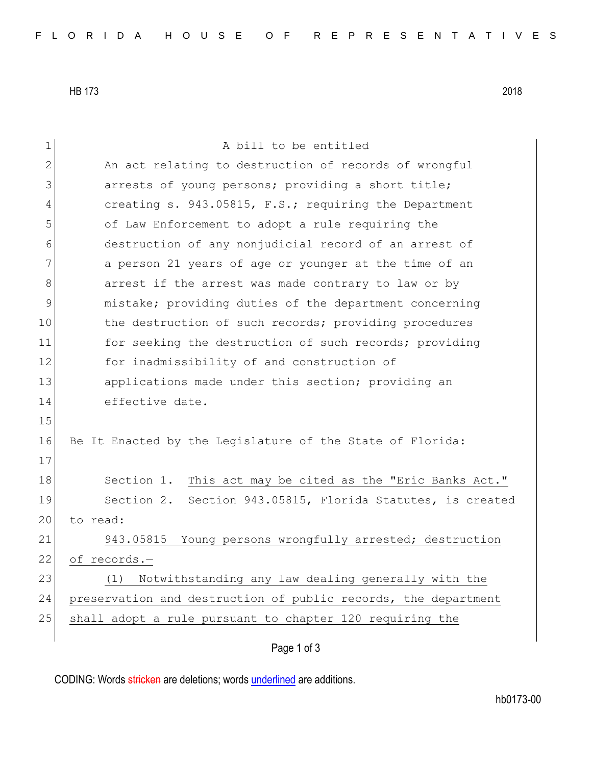HB 173 2018

A bill to be entitled

An act relating to destruction of records of wrongful arrests of young persons; providing a short title; creating s. 943.05815, F.S.; requiring the Department of Law Enforcement to adopt a rule requiring the destruction of any nonjudicial record of an arrest of a person 21 years of age or younger at the time of an arrest if the arrest was made contrary to law or by mistake; providing duties of the department concerning the destruction of such records; providing procedures for seeking the destruction of such records; providing for inadmissibility of and construction of applications made under this section; providing an effective date.

Be It Enacted by the Legislature of the State of Florida:

Section 1. This act may be cited as the "Eric Banks Act."

Section 2. Section 943.05815, Florida Statutes, is created to read:

943.05815 Young persons wrongfully arrested; destruction of records.—

(1) Notwithstanding any law dealing generally with the preservation and destruction of public records, the department shall adopt a rule pursuant to chapter 120 requiring the

CODING: Words stricken are deletions; words underlined are additions.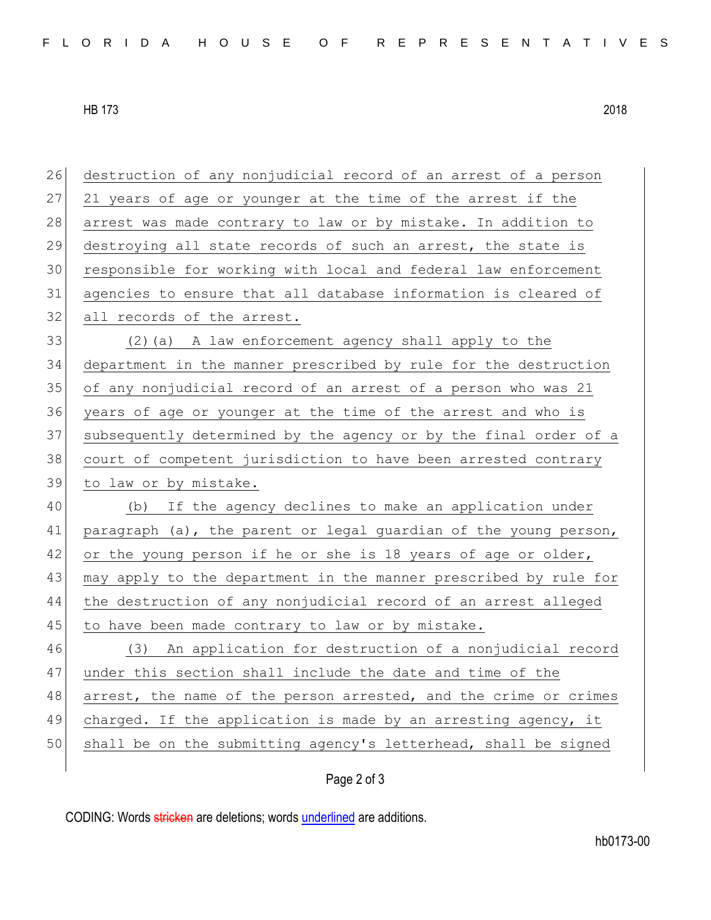destruction of any nonjudicial record of an arrest of a person 21 years of age or younger at the time of the arrest if the arrest was made contrary to law or by mistake. In addition to destroying all state records of such an arrest, the state is responsible for working with local and federal law enforcement agencies to ensure that all database information is cleared of all records of the arrest.

(2)(a) A law enforcement agency shall apply to the department in the manner prescribed by rule for the destruction of any nonjudicial record of an arrest of a person who was 21 years of age or younger at the time of the arrest and who is subsequently determined by the agency or by the final order of a court of competent jurisdiction to have been arrested contrary to law or by mistake.

(b) If the agency declines to make an application under paragraph (a), the parent or legal guardian of the young person, or the young person if he or she is 18 years of age or older, may apply to the department in the manner prescribed by rule for the destruction of any nonjudicial record of an arrest alleged to have been made contrary to law or by mistake.

(3) An application for destruction of a nonjudicial record under this section shall include the date and time of the arrest, the name of the person arrested, and the crime or crimes charged. If the application is made by an arresting agency, it shall be on the submitting agency's letterhead, shall be signed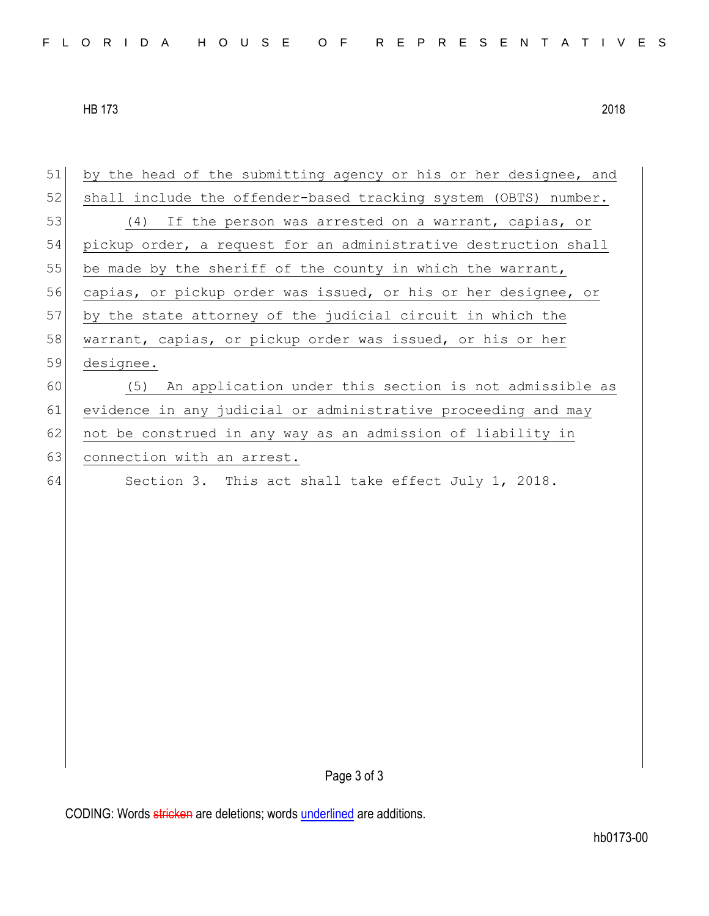by the head of the submitting agency or his or her designee, and shall include the offender-based tracking system (OBTS) number.

(4) If the person was arrested on a warrant, capias, or pickup order, a request for an administrative destruction shall be made by the sheriff of the county in which the warrant, capias, or pickup order was issued, or his or her designee, or by the state attorney of the judicial circuit in which the warrant, capias, or pickup order was issued, or his or her designee.

(5) An application under this section is not admissible as evidence in any judicial or administrative proceeding and may not be construed in any way as an admission of liability in connection with an arrest.

Section 3. This act shall take effect July 1, 2018.

CODING: Words stricken are deletions; words underlined are additions.